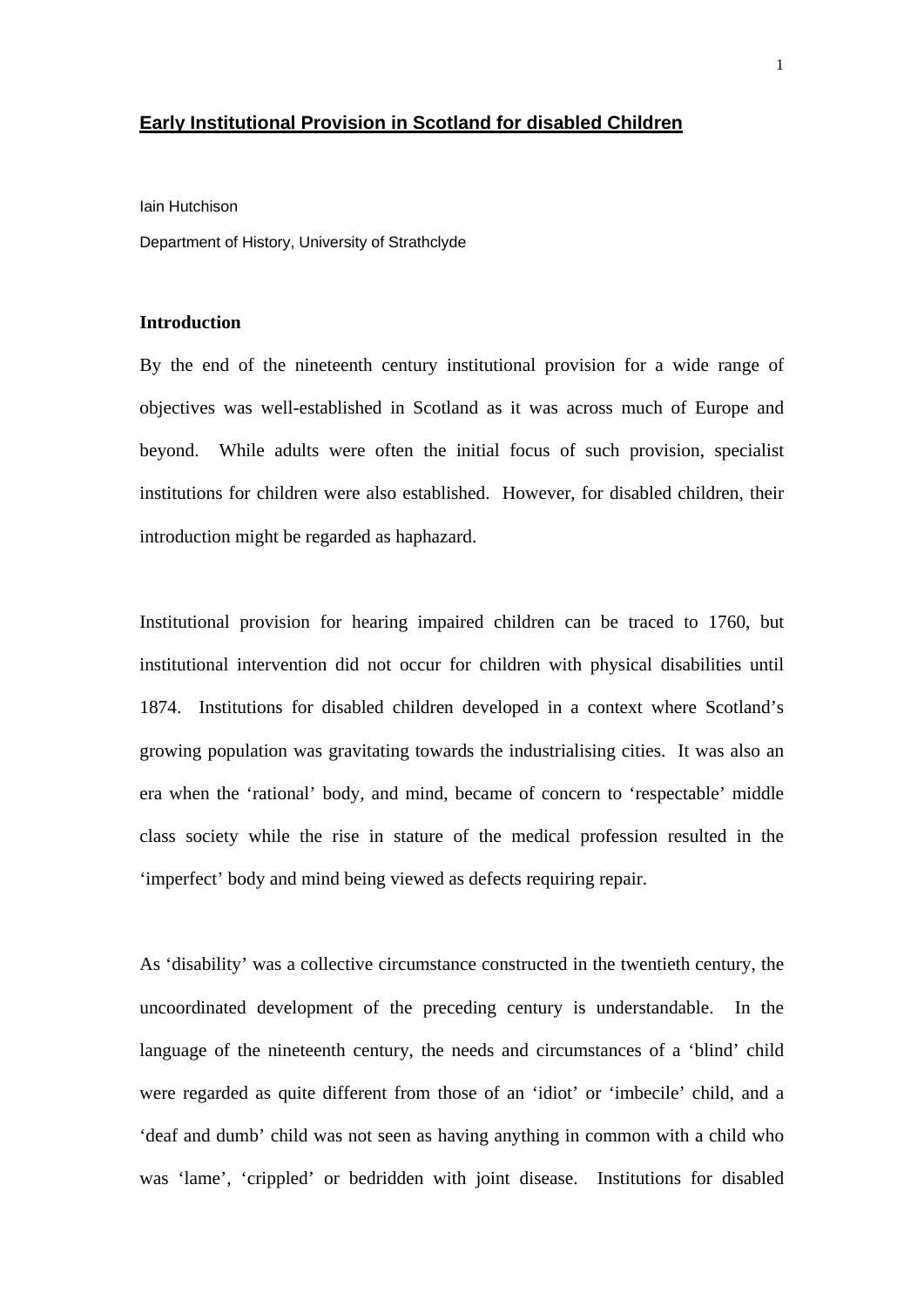# Early Institutional Provision in Scotland for disabled Children

Iain Hutchison

Department of History, University of Strathclyde

## Introduction

By the end of the nineteenth century institutional provision for a wide range of objectives was well-established in Scotland as it was across much of Europe and beyond. While adults were often the initial focus of such provision, specialist institutions for children were also established. However, for disabled children, their introduction might be regarded as haphazard.

Institutional provision for hearing impaired children can be traced to 1760, but institutional intervention did not occur for children with physical disabilities until 1874. Institutions for disabled children developed in a context where Scotland's growing population was gravitating towards the industrialising cities. It was also an era when the 'rational' body, and mind, became of concern to 'respectable' middle class society while the rise in stature of the medical profession resulted in the 'imperfect' body and mind being viewed as defects requiring repair.

As 'disability' was a collective circumstance constructed in the twentieth century, the uncoordinated development of the preceding century is understandable. In the language of the nineteenth century, the needs and circumstances of a 'blind' child were regarded as quite different from those of an 'idiot' or 'imbecile' child, and a 'deaf and dumb' child was not seen as having anything in common with a child who was 'lame', 'crippled' or bedridden with joint disease. Institutions for disabled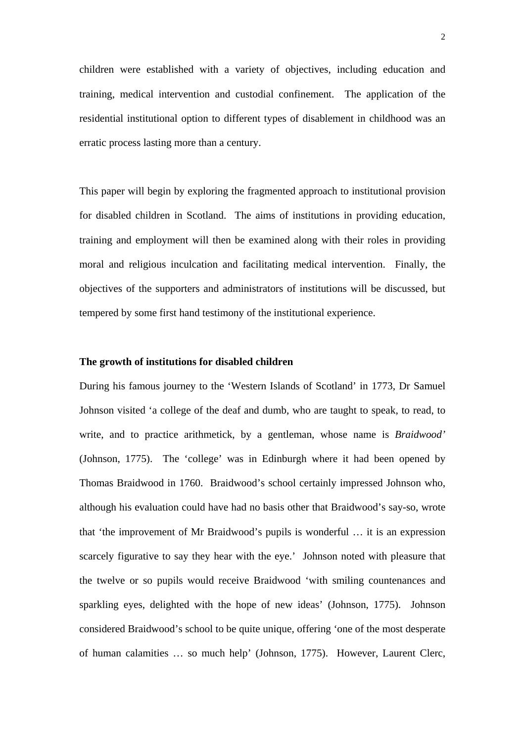children were established with a variety of objectives, including education and training, medical intervention and custodial confinement. The application of the residential institutional option to different types of disablement in childhood was an erratic process lasting more than a century.

This paper will begin by exploring the fragmented approach to institutional provision for disabled children in Scotland. The aims of institutions in providing education, training and employment will then be examined along with their roles in providing moral and religious inculcation and facilitating medical intervention. Finally, the objectives of the supporters and administrators of institutions will be discussed, but tempered by some first hand testimony of the institutional experience.

**The growth of institutions for disabled children**

During his famous journey to the 'Western Islands of Scotland' in 1773, Dr Samuel Johnson visited 'a college of the deaf and dumb, who are taught to speak, to read, to write, and to practice arithmetick, by a gentleman, whose name is *Braidwood*' (Johnson, 1775). The 'college' was in Edinburgh where it had been opened by Thomas Braidwood in 1760. Braidwood's school certainly impressed Johnson who, although his evaluation could have had no basis other that Braidwood's say-so, wrote that 'the improvement of Mr Braidwood's pupils is wonderful … it is an expression scarcely figurative to say they hear with the eye.' Johnson noted with pleasure that the twelve or so pupils would receive Braidwood 'with smiling countenances and sparkling eyes, delighted with the hope of new ideas' (Johnson, 1775). Johnson considered Braidwood's school to be quite unique, offering 'one of the most desperate of human calamities … so much help' (Johnson, 1775). However, Laurent Clerc,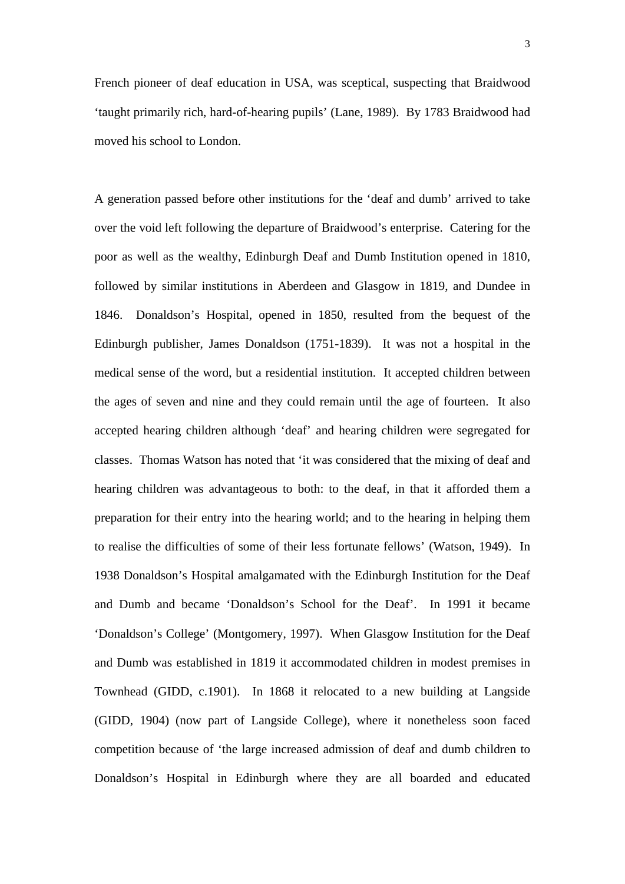French pioneer of deaf education in USA, was sceptical, suspecting that Braidwood 'taught primarily rich, hard-of-hearing pupils' (Lane, 1989). By 1783 Braidwood had moved his school to London.

A generation passed before other institutions for the 'deaf and dumb' arrived to take over the void left following the departure of Braidwood's enterprise. Catering for the poor as well as the wealthy, Edinburgh Deaf and Dumb Institution opened in 1810, followed by similar institutions in Aberdeen and Glasgow in 1819, and Dundee in 1846. Donaldson's Hospital, opened in 1850, resulted from the bequest of the Edinburgh publisher, James Donaldson (1751-1839). It was not a hospital in the medical sense of the word, but a residential institution. It accepted children between the ages of seven and nine and they could remain until the age of fourteen. It also accepted hearing children although 'deaf' and hearing children were segregated for classes. Thomas Watson has noted that 'it was considered that the mixing of deaf and hearing children was advantageous to both: to the deaf, in that it afforded them a preparation for their entry into the hearing world; and to the hearing in helping them to realise the difficulties of some of their less fortunate fellows' (Watson, 1949). In 1938 Donaldson's Hospital amalgamated with the Edinburgh Institution for the Deaf and Dumb and became 'Donaldson's School for the Deaf'. In 1991 it became 'Donaldson's College' (Montgomery, 1997). When Glasgow Institution for the Deaf and Dumb was established in 1819 it accommodated children in modest premises in Townhead (GIDD, c.1901). In 1868 it relocated to a new building at Langside (GIDD, 1904) (now part of Langside College), where it nonetheless soon faced competition because of 'the large increased admission of deaf and dumb children to Donaldson's Hospital in Edinburgh where they are all boarded and educated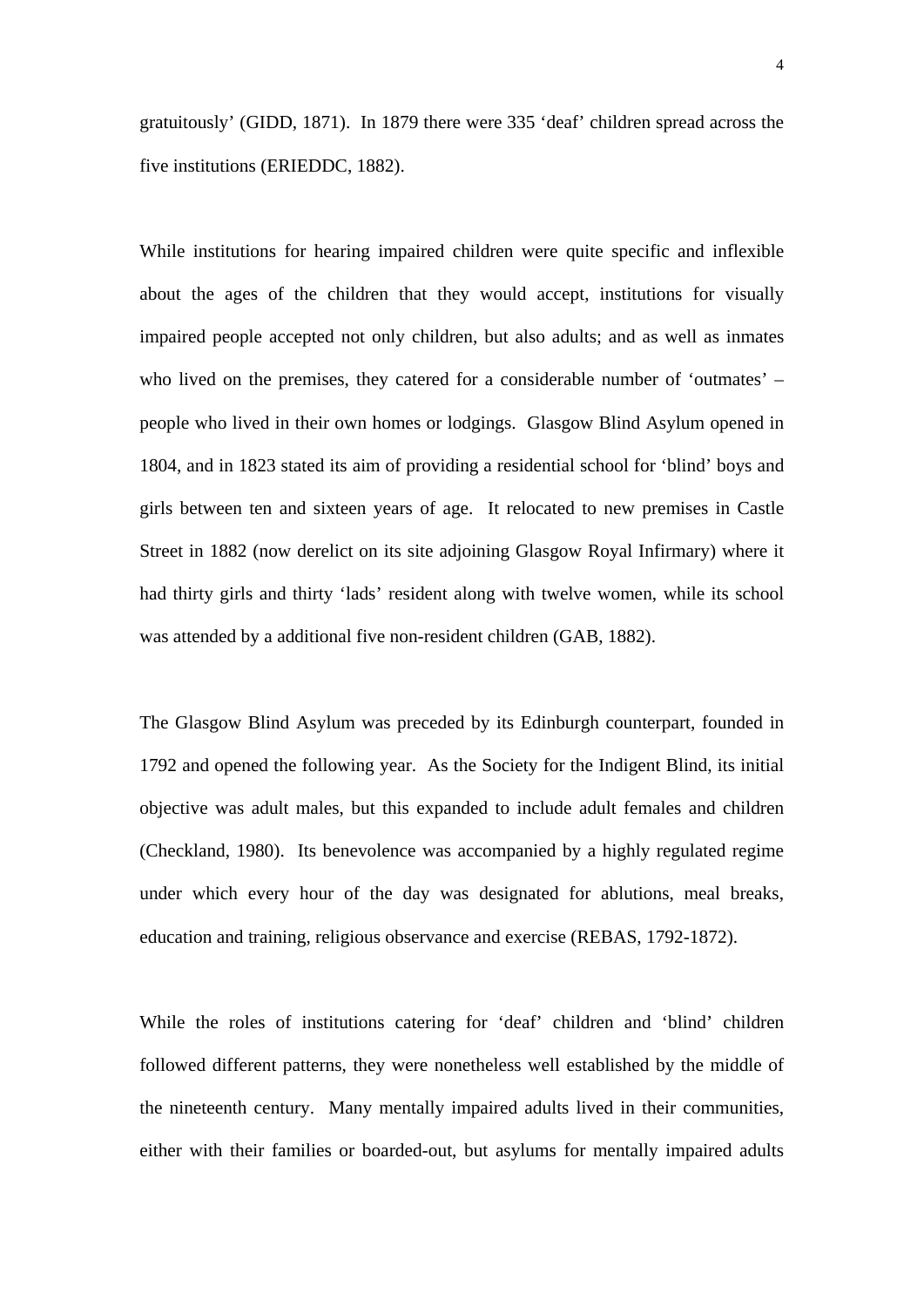gratuitously' (GIDD, 1871). In 1879 there were 335 'deaf' children spread across the five institutions (ERIEDDC, 1882).

While institutions for hearing impaired children were quite specific and inflexible about the ages of the children that they would accept, institutions for visually impaired people accepted not only children, but also adults; and as well as inmates who lived on the premises, they catered for a considerable number of 'outmates' – people who lived in their own homes or lodgings. Glasgow Blind Asylum opened in 1804, and in 1823 stated its aim of providing a residential school for 'blind' boys and girls between ten and sixteen years of age. It relocated to new premises in Castle Street in 1882 (now derelict on its site adjoining Glasgow Royal Infirmary) where it had thirty girls and thirty 'lads' resident along with twelve women, while its school was attended by a additional five non-resident children (GAB, 1882).

The Glasgow Blind Asylum was preceded by its Edinburgh counterpart, founded in 1792 and opened the following year. As the Society for the Indigent Blind, its initial objective was adult males, but this expanded to include adult females and children (Checkland, 1980). Its benevolence was accompanied by a highly regulated regime under which every hour of the day was designated for ablutions, meal breaks, education and training, religious observance and exercise (REBAS, 1792-1872).

While the roles of institutions catering for 'deaf' children and 'blind' children followed different patterns, they were nonetheless well established by the middle of the nineteenth century. Many mentally impaired adults lived in their communities, either with their families or boarded-out, but asylums for mentally impaired adults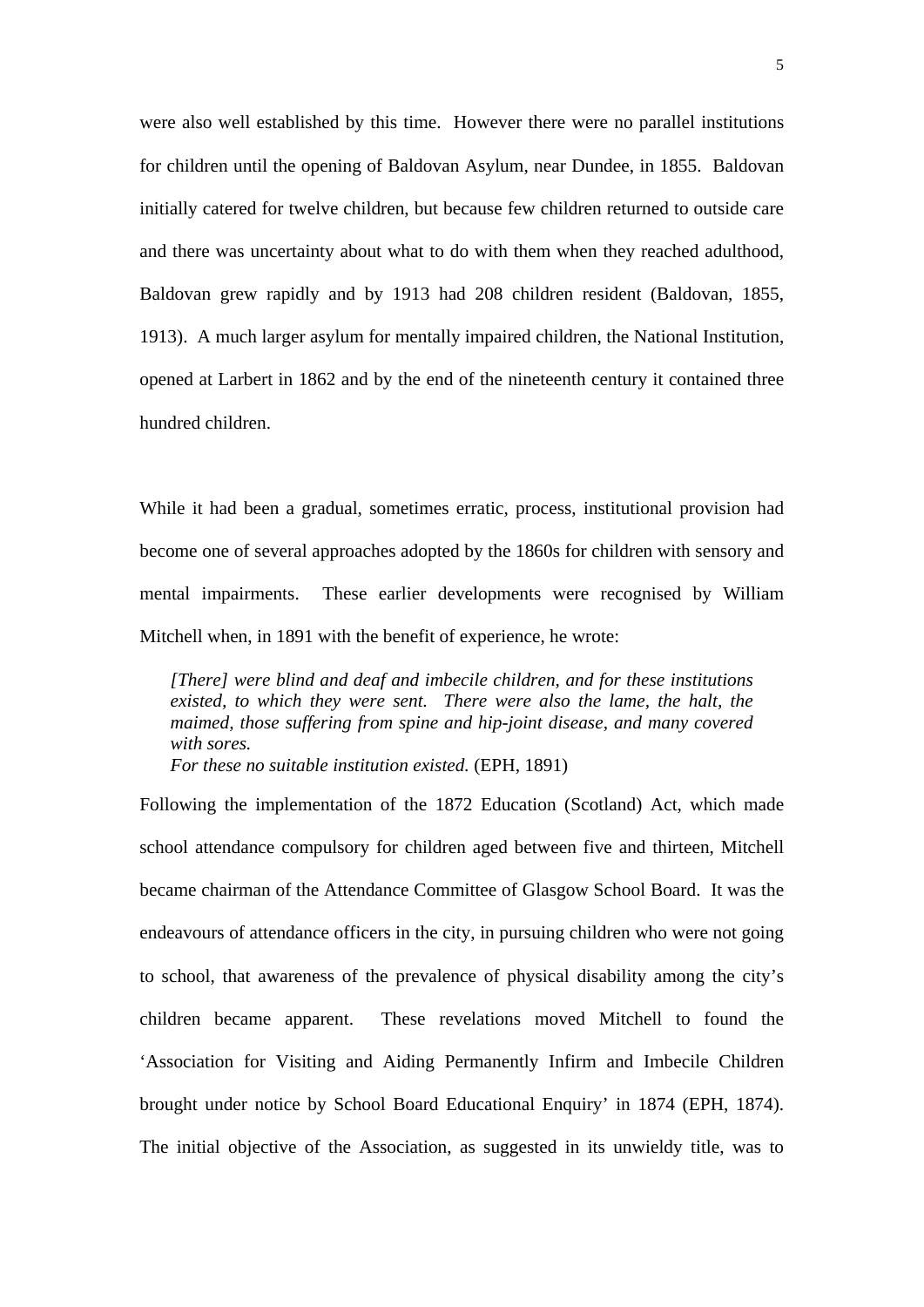were also well established by this time. However there were no parallel institutions for children until the opening of Baldovan Asylum, near Dundee, in 1855. Baldovan initially catered for twelve children, but because few children returned to outside care and there was uncertainty about what to do with them when they reached adulthood, Baldovan grew rapidly and by 1913 had 208 children resident (Baldovan, 1855, 1913). A much larger asylum for mentally impaired children, the National Institution, opened at Larbert in 1862 and by the end of the nineteenth century it contained three hundred children.

While it had been a gradual, sometimes erratic, process, institutional provision had become one of several approaches adopted by the 1860s for children with sensory and mental impairments. These earlier developments were recognised by William Mitchell when, in 1891 with the benefit of experience, he wrote:

> *[There] were blind and deaf and imbecile children, and for these institutions existed, to which they were sent. There were also the lame, the halt, the maimed, those suffering from spine and hip-joint disease, and many covered with sores.*
> *For these no suitable institution existed.* (EPH, 1891)

Following the implementation of the 1872 Education (Scotland) Act, which made school attendance compulsory for children aged between five and thirteen, Mitchell became chairman of the Attendance Committee of Glasgow School Board. It was the endeavours of attendance officers in the city, in pursuing children who were not going to school, that awareness of the prevalence of physical disability among the city's children became apparent. These revelations moved Mitchell to found the 'Association for Visiting and Aiding Permanently Infirm and Imbecile Children brought under notice by School Board Educational Enquiry' in 1874 (EPH, 1874). The initial objective of the Association, as suggested in its unwieldy title, was to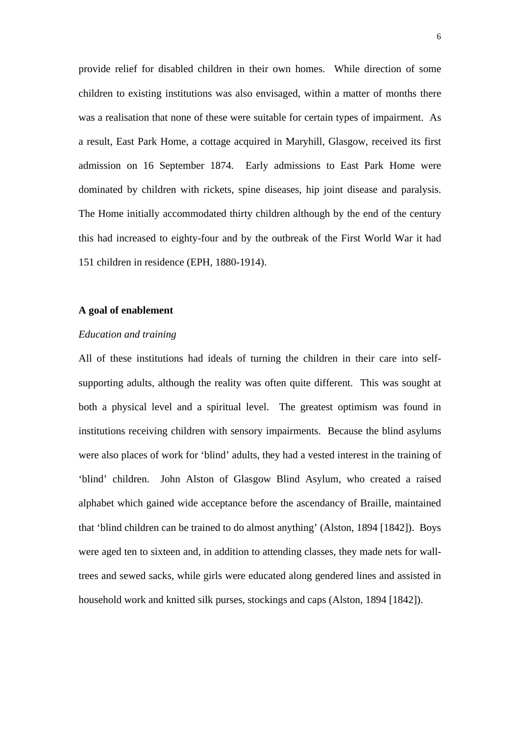provide relief for disabled children in their own homes. While direction of some children to existing institutions was also envisaged, within a matter of months there was a realisation that none of these were suitable for certain types of impairment. As a result, East Park Home, a cottage acquired in Maryhill, Glasgow, received its first admission on 16 September 1874. Early admissions to East Park Home were dominated by children with rickets, spine diseases, hip joint disease and paralysis. The Home initially accommodated thirty children although by the end of the century this had increased to eighty-four and by the outbreak of the First World War it had 151 children in residence (EPH, 1880-1914).

## A goal of enablement

### *Education and training*

All of these institutions had ideals of turning the children in their care into self-supporting adults, although the reality was often quite different. This was sought at both a physical level and a spiritual level. The greatest optimism was found in institutions receiving children with sensory impairments. Because the blind asylums were also places of work for 'blind' adults, they had a vested interest in the training of 'blind' children. John Alston of Glasgow Blind Asylum, who created a raised alphabet which gained wide acceptance before the ascendancy of Braille, maintained that 'blind children can be trained to do almost anything' (Alston, 1894 [1842]). Boys were aged ten to sixteen and, in addition to attending classes, they made nets for wall-trees and sewed sacks, while girls were educated along gendered lines and assisted in household work and knitted silk purses, stockings and caps (Alston, 1894 [1842]).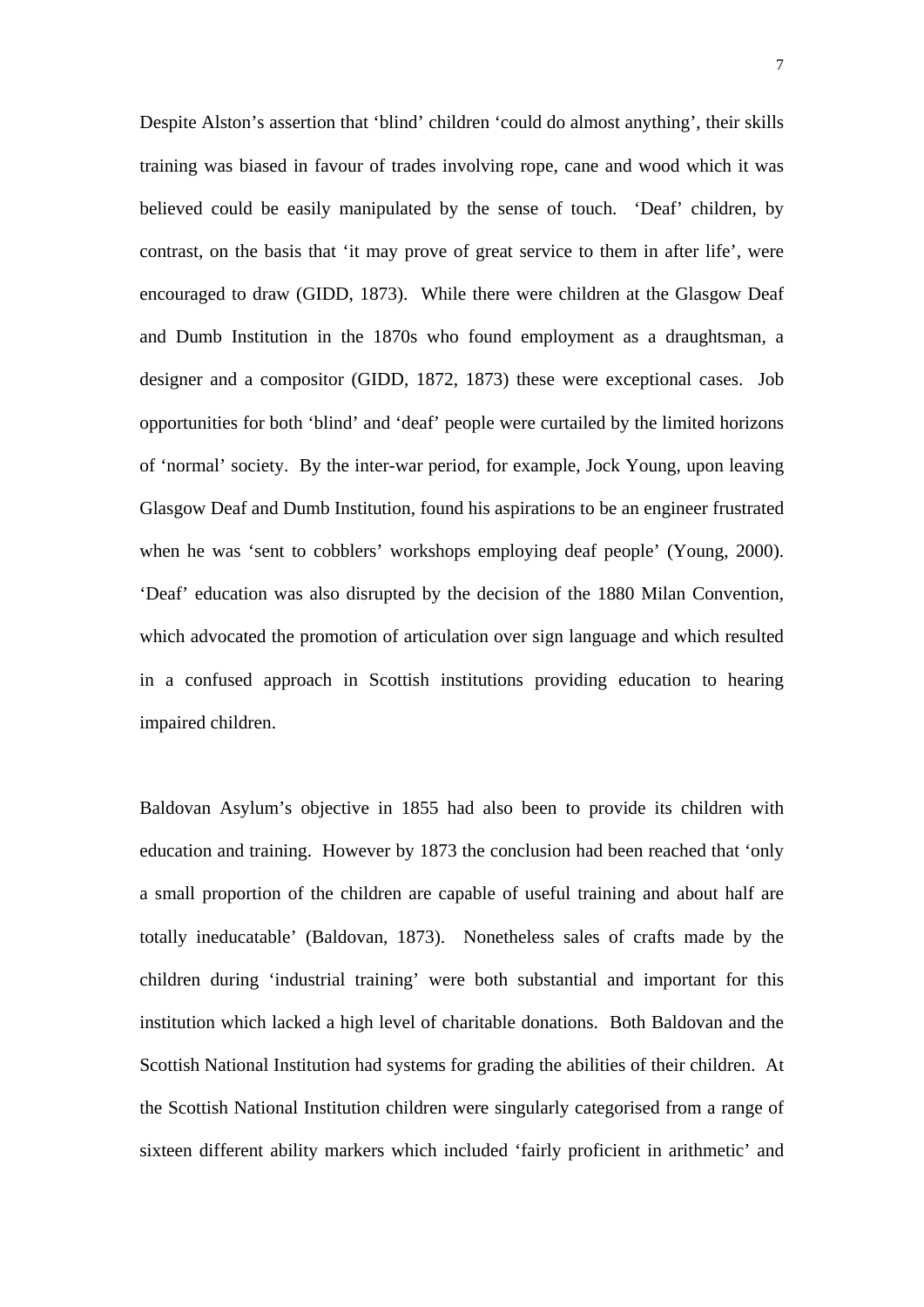Despite Alston's assertion that 'blind' children 'could do almost anything', their skills training was biased in favour of trades involving rope, cane and wood which it was believed could be easily manipulated by the sense of touch. 'Deaf' children, by contrast, on the basis that 'it may prove of great service to them in after life', were encouraged to draw (GIDD, 1873). While there were children at the Glasgow Deaf and Dumb Institution in the 1870s who found employment as a draughtsman, a designer and a compositor (GIDD, 1872, 1873) these were exceptional cases. Job opportunities for both 'blind' and 'deaf' people were curtailed by the limited horizons of 'normal' society. By the inter-war period, for example, Jock Young, upon leaving Glasgow Deaf and Dumb Institution, found his aspirations to be an engineer frustrated when he was 'sent to cobblers' workshops employing deaf people' (Young, 2000). 'Deaf' education was also disrupted by the decision of the 1880 Milan Convention, which advocated the promotion of articulation over sign language and which resulted in a confused approach in Scottish institutions providing education to hearing impaired children.

Baldovan Asylum's objective in 1855 had also been to provide its children with education and training. However by 1873 the conclusion had been reached that 'only a small proportion of the children are capable of useful training and about half are totally ineducatable' (Baldovan, 1873). Nonetheless sales of crafts made by the children during 'industrial training' were both substantial and important for this institution which lacked a high level of charitable donations. Both Baldovan and the Scottish National Institution had systems for grading the abilities of their children. At the Scottish National Institution children were singularly categorised from a range of sixteen different ability markers which included 'fairly proficient in arithmetic' and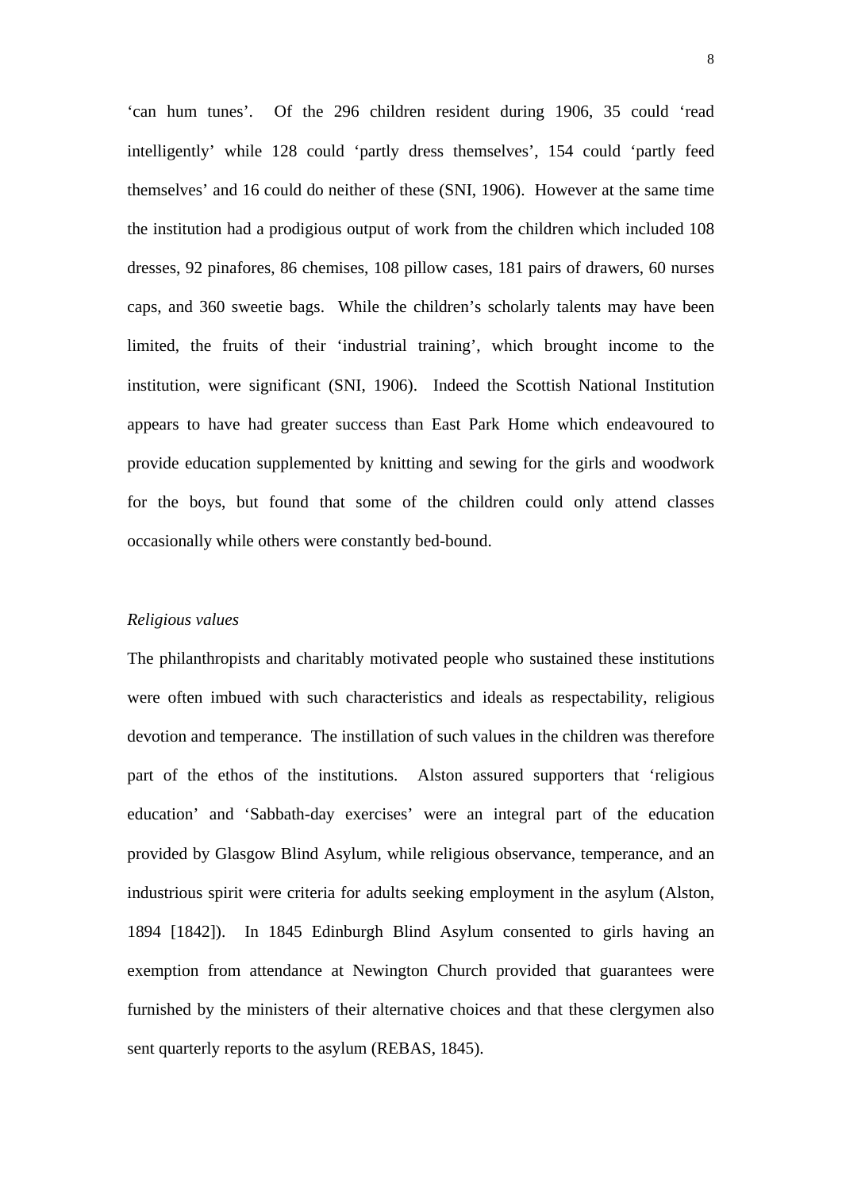'can hum tunes'. Of the 296 children resident during 1906, 35 could 'read intelligently' while 128 could 'partly dress themselves', 154 could 'partly feed themselves' and 16 could do neither of these (SNI, 1906). However at the same time the institution had a prodigious output of work from the children which included 108 dresses, 92 pinafores, 86 chemises, 108 pillow cases, 181 pairs of drawers, 60 nurses caps, and 360 sweetie bags. While the children's scholarly talents may have been limited, the fruits of their 'industrial training', which brought income to the institution, were significant (SNI, 1906). Indeed the Scottish National Institution appears to have had greater success than East Park Home which endeavoured to provide education supplemented by knitting and sewing for the girls and woodwork for the boys, but found that some of the children could only attend classes occasionally while others were constantly bed-bound.

*Religious values*

The philanthropists and charitably motivated people who sustained these institutions were often imbued with such characteristics and ideals as respectability, religious devotion and temperance. The instillation of such values in the children was therefore part of the ethos of the institutions. Alston assured supporters that 'religious education' and 'Sabbath-day exercises' were an integral part of the education provided by Glasgow Blind Asylum, while religious observance, temperance, and an industrious spirit were criteria for adults seeking employment in the asylum (Alston, 1894 [1842]). In 1845 Edinburgh Blind Asylum consented to girls having an exemption from attendance at Newington Church provided that guarantees were furnished by the ministers of their alternative choices and that these clergymen also sent quarterly reports to the asylum (REBAS, 1845).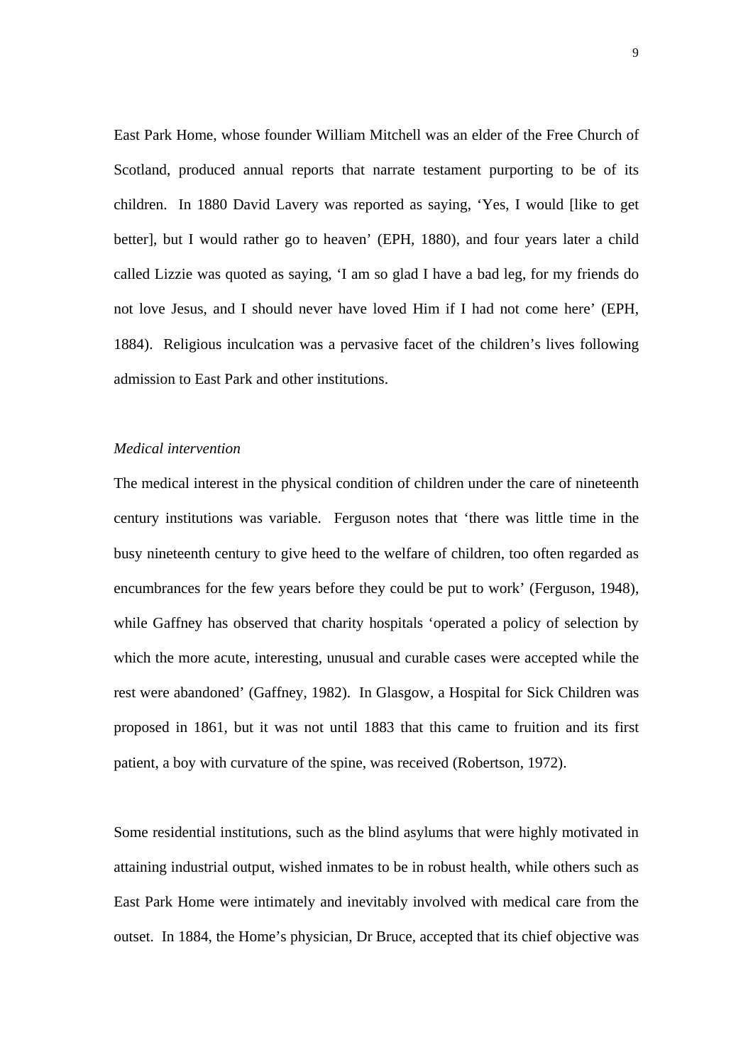East Park Home, whose founder William Mitchell was an elder of the Free Church of Scotland, produced annual reports that narrate testament purporting to be of its children. In 1880 David Lavery was reported as saying, 'Yes, I would [like to get better], but I would rather go to heaven' (EPH, 1880), and four years later a child called Lizzie was quoted as saying, 'I am so glad I have a bad leg, for my friends do not love Jesus, and I should never have loved Him if I had not come here' (EPH, 1884). Religious inculcation was a pervasive facet of the children's lives following admission to East Park and other institutions.

*Medical intervention*

The medical interest in the physical condition of children under the care of nineteenth century institutions was variable. Ferguson notes that 'there was little time in the busy nineteenth century to give heed to the welfare of children, too often regarded as encumbrances for the few years before they could be put to work' (Ferguson, 1948), while Gaffney has observed that charity hospitals 'operated a policy of selection by which the more acute, interesting, unusual and curable cases were accepted while the rest were abandoned' (Gaffney, 1982). In Glasgow, a Hospital for Sick Children was proposed in 1861, but it was not until 1883 that this came to fruition and its first patient, a boy with curvature of the spine, was received (Robertson, 1972).

Some residential institutions, such as the blind asylums that were highly motivated in attaining industrial output, wished inmates to be in robust health, while others such as East Park Home were intimately and inevitably involved with medical care from the outset. In 1884, the Home's physician, Dr Bruce, accepted that its chief objective was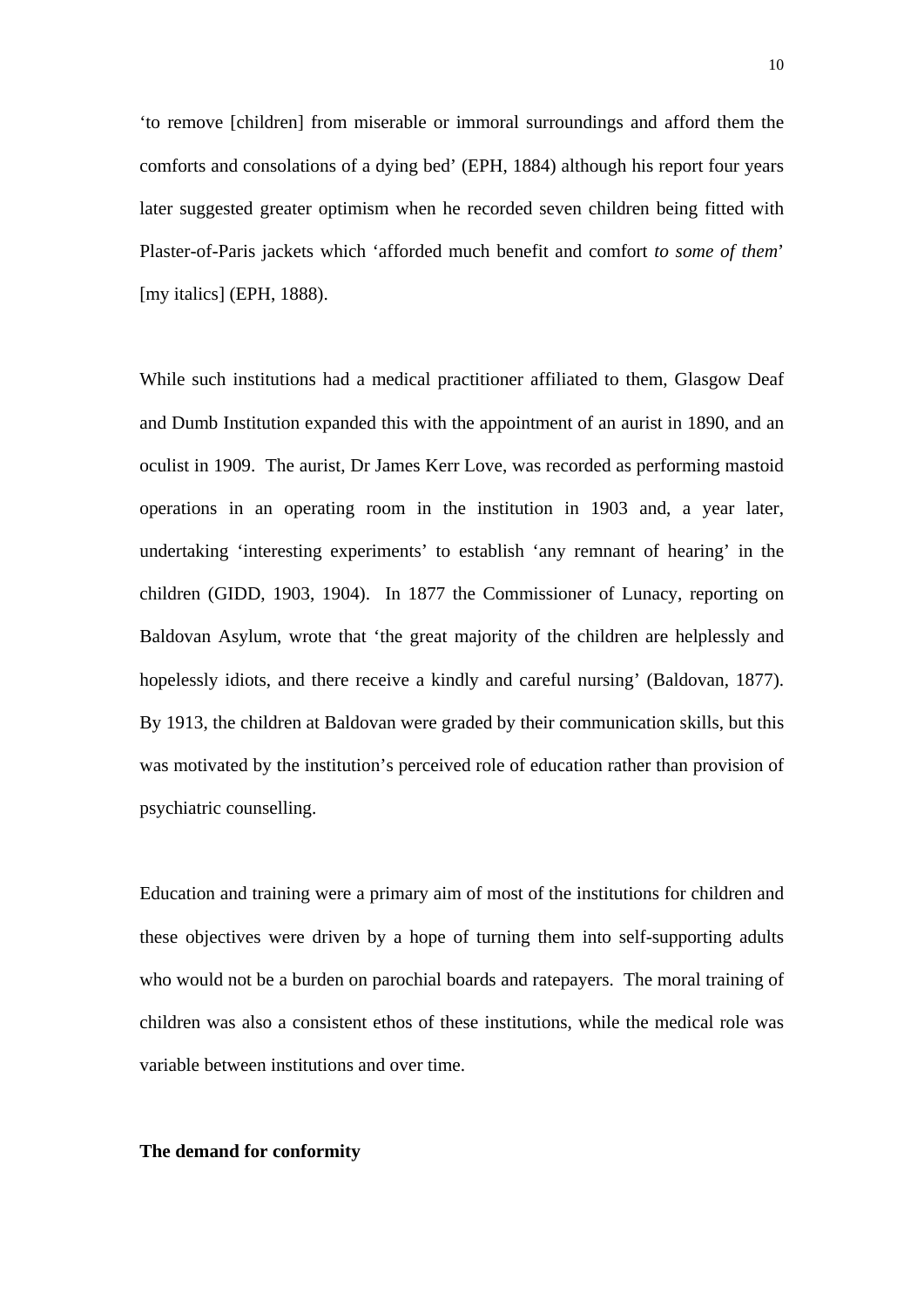'to remove [children] from miserable or immoral surroundings and afford them the comforts and consolations of a dying bed' (EPH, 1884) although his report four years later suggested greater optimism when he recorded seven children being fitted with Plaster-of-Paris jackets which 'afforded much benefit and comfort *to some of them*' [my italics] (EPH, 1888).

While such institutions had a medical practitioner affiliated to them, Glasgow Deaf and Dumb Institution expanded this with the appointment of an aurist in 1890, and an oculist in 1909. The aurist, Dr James Kerr Love, was recorded as performing mastoid operations in an operating room in the institution in 1903 and, a year later, undertaking 'interesting experiments' to establish 'any remnant of hearing' in the children (GIDD, 1903, 1904). In 1877 the Commissioner of Lunacy, reporting on Baldovan Asylum, wrote that 'the great majority of the children are helplessly and hopelessly idiots, and there receive a kindly and careful nursing' (Baldovan, 1877). By 1913, the children at Baldovan were graded by their communication skills, but this was motivated by the institution's perceived role of education rather than provision of psychiatric counselling.

Education and training were a primary aim of most of the institutions for children and these objectives were driven by a hope of turning them into self-supporting adults who would not be a burden on parochial boards and ratepayers. The moral training of children was also a consistent ethos of these institutions, while the medical role was variable between institutions and over time.

**The demand for conformity**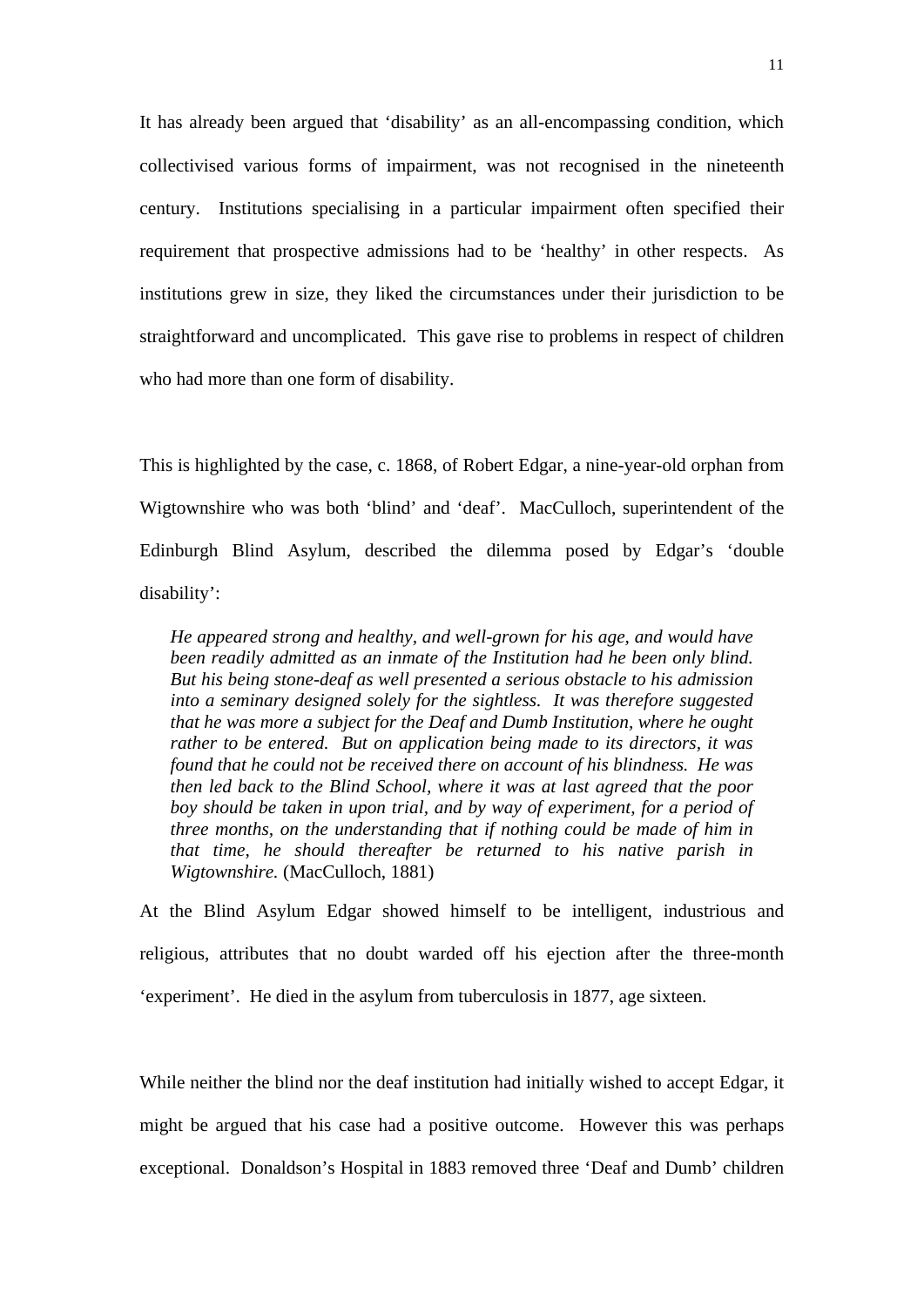It has already been argued that 'disability' as an all-encompassing condition, which collectivised various forms of impairment, was not recognised in the nineteenth century. Institutions specialising in a particular impairment often specified their requirement that prospective admissions had to be 'healthy' in other respects. As institutions grew in size, they liked the circumstances under their jurisdiction to be straightforward and uncomplicated. This gave rise to problems in respect of children who had more than one form of disability.

This is highlighted by the case, c. 1868, of Robert Edgar, a nine-year-old orphan from Wigtownshire who was both 'blind' and 'deaf'. MacCulloch, superintendent of the Edinburgh Blind Asylum, described the dilemma posed by Edgar's 'double disability':

> *He appeared strong and healthy, and well-grown for his age, and would have been readily admitted as an inmate of the Institution had he been only blind. But his being stone-deaf as well presented a serious obstacle to his admission into a seminary designed solely for the sightless. It was therefore suggested that he was more a subject for the Deaf and Dumb Institution, where he ought rather to be entered. But on application being made to its directors, it was found that he could not be received there on account of his blindness. He was then led back to the Blind School, where it was at last agreed that the poor boy should be taken in upon trial, and by way of experiment, for a period of three months, on the understanding that if nothing could be made of him in that time, he should thereafter be returned to his native parish in Wigtownshire.* (MacCulloch, 1881)

At the Blind Asylum Edgar showed himself to be intelligent, industrious and religious, attributes that no doubt warded off his ejection after the three-month 'experiment'. He died in the asylum from tuberculosis in 1877, age sixteen.

While neither the blind nor the deaf institution had initially wished to accept Edgar, it might be argued that his case had a positive outcome. However this was perhaps exceptional. Donaldson's Hospital in 1883 removed three 'Deaf and Dumb' children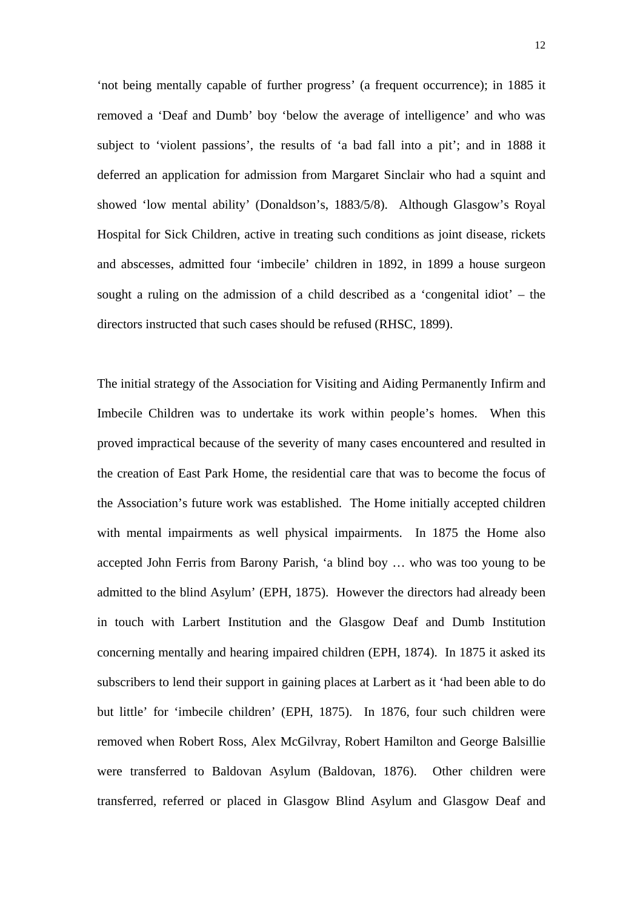'not being mentally capable of further progress' (a frequent occurrence); in 1885 it removed a 'Deaf and Dumb' boy 'below the average of intelligence' and who was subject to 'violent passions', the results of 'a bad fall into a pit'; and in 1888 it deferred an application for admission from Margaret Sinclair who had a squint and showed 'low mental ability' (Donaldson's, 1883/5/8). Although Glasgow's Royal Hospital for Sick Children, active in treating such conditions as joint disease, rickets and abscesses, admitted four 'imbecile' children in 1892, in 1899 a house surgeon sought a ruling on the admission of a child described as a 'congenital idiot' – the directors instructed that such cases should be refused (RHSC, 1899).

The initial strategy of the Association for Visiting and Aiding Permanently Infirm and Imbecile Children was to undertake its work within people's homes. When this proved impractical because of the severity of many cases encountered and resulted in the creation of East Park Home, the residential care that was to become the focus of the Association's future work was established. The Home initially accepted children with mental impairments as well physical impairments. In 1875 the Home also accepted John Ferris from Barony Parish, 'a blind boy … who was too young to be admitted to the blind Asylum' (EPH, 1875). However the directors had already been in touch with Larbert Institution and the Glasgow Deaf and Dumb Institution concerning mentally and hearing impaired children (EPH, 1874). In 1875 it asked its subscribers to lend their support in gaining places at Larbert as it 'had been able to do but little' for 'imbecile children' (EPH, 1875). In 1876, four such children were removed when Robert Ross, Alex McGilvray, Robert Hamilton and George Balsillie were transferred to Baldovan Asylum (Baldovan, 1876). Other children were transferred, referred or placed in Glasgow Blind Asylum and Glasgow Deaf and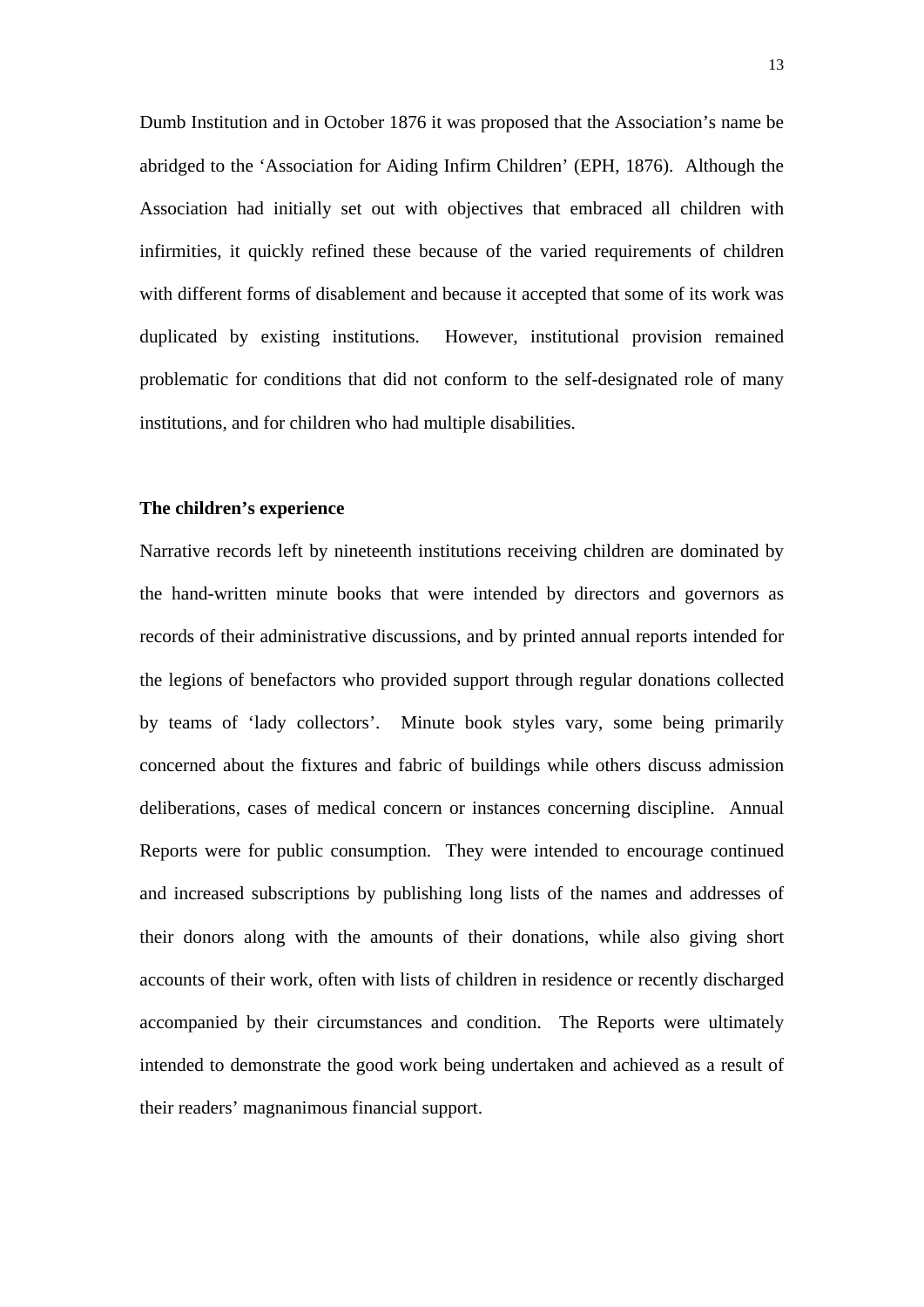Dumb Institution and in October 1876 it was proposed that the Association's name be abridged to the 'Association for Aiding Infirm Children' (EPH, 1876). Although the Association had initially set out with objectives that embraced all children with infirmities, it quickly refined these because of the varied requirements of children with different forms of disablement and because it accepted that some of its work was duplicated by existing institutions. However, institutional provision remained problematic for conditions that did not conform to the self-designated role of many institutions, and for children who had multiple disabilities.

**The children's experience**

Narrative records left by nineteenth institutions receiving children are dominated by the hand-written minute books that were intended by directors and governors as records of their administrative discussions, and by printed annual reports intended for the legions of benefactors who provided support through regular donations collected by teams of 'lady collectors'. Minute book styles vary, some being primarily concerned about the fixtures and fabric of buildings while others discuss admission deliberations, cases of medical concern or instances concerning discipline. Annual Reports were for public consumption. They were intended to encourage continued and increased subscriptions by publishing long lists of the names and addresses of their donors along with the amounts of their donations, while also giving short accounts of their work, often with lists of children in residence or recently discharged accompanied by their circumstances and condition. The Reports were ultimately intended to demonstrate the good work being undertaken and achieved as a result of their readers' magnanimous financial support.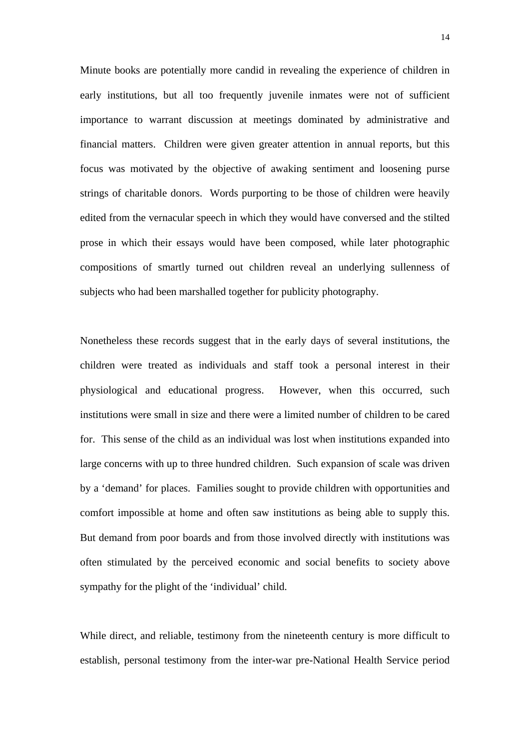Minute books are potentially more candid in revealing the experience of children in early institutions, but all too frequently juvenile inmates were not of sufficient importance to warrant discussion at meetings dominated by administrative and financial matters. Children were given greater attention in annual reports, but this focus was motivated by the objective of awaking sentiment and loosening purse strings of charitable donors. Words purporting to be those of children were heavily edited from the vernacular speech in which they would have conversed and the stilted prose in which their essays would have been composed, while later photographic compositions of smartly turned out children reveal an underlying sullenness of subjects who had been marshalled together for publicity photography.

Nonetheless these records suggest that in the early days of several institutions, the children were treated as individuals and staff took a personal interest in their physiological and educational progress. However, when this occurred, such institutions were small in size and there were a limited number of children to be cared for. This sense of the child as an individual was lost when institutions expanded into large concerns with up to three hundred children. Such expansion of scale was driven by a 'demand' for places. Families sought to provide children with opportunities and comfort impossible at home and often saw institutions as being able to supply this. But demand from poor boards and from those involved directly with institutions was often stimulated by the perceived economic and social benefits to society above sympathy for the plight of the 'individual' child.

While direct, and reliable, testimony from the nineteenth century is more difficult to establish, personal testimony from the inter-war pre-National Health Service period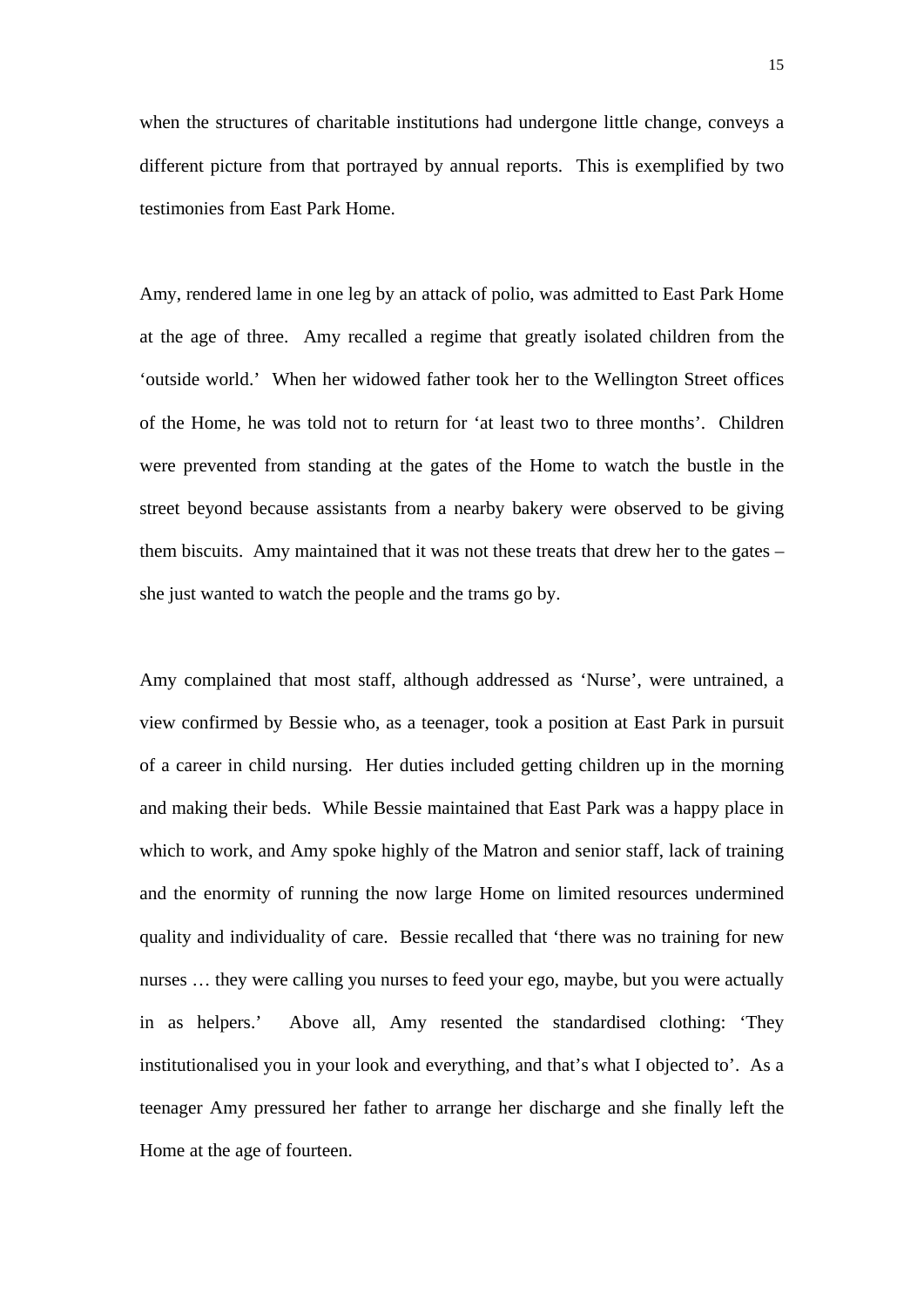when the structures of charitable institutions had undergone little change, conveys a different picture from that portrayed by annual reports. This is exemplified by two testimonies from East Park Home.

Amy, rendered lame in one leg by an attack of polio, was admitted to East Park Home at the age of three. Amy recalled a regime that greatly isolated children from the 'outside world.' When her widowed father took her to the Wellington Street offices of the Home, he was told not to return for 'at least two to three months'. Children were prevented from standing at the gates of the Home to watch the bustle in the street beyond because assistants from a nearby bakery were observed to be giving them biscuits. Amy maintained that it was not these treats that drew her to the gates – she just wanted to watch the people and the trams go by.

Amy complained that most staff, although addressed as 'Nurse', were untrained, a view confirmed by Bessie who, as a teenager, took a position at East Park in pursuit of a career in child nursing. Her duties included getting children up in the morning and making their beds. While Bessie maintained that East Park was a happy place in which to work, and Amy spoke highly of the Matron and senior staff, lack of training and the enormity of running the now large Home on limited resources undermined quality and individuality of care. Bessie recalled that 'there was no training for new nurses … they were calling you nurses to feed your ego, maybe, but you were actually in as helpers.' Above all, Amy resented the standardised clothing: 'They institutionalised you in your look and everything, and that's what I objected to'. As a teenager Amy pressured her father to arrange her discharge and she finally left the Home at the age of fourteen.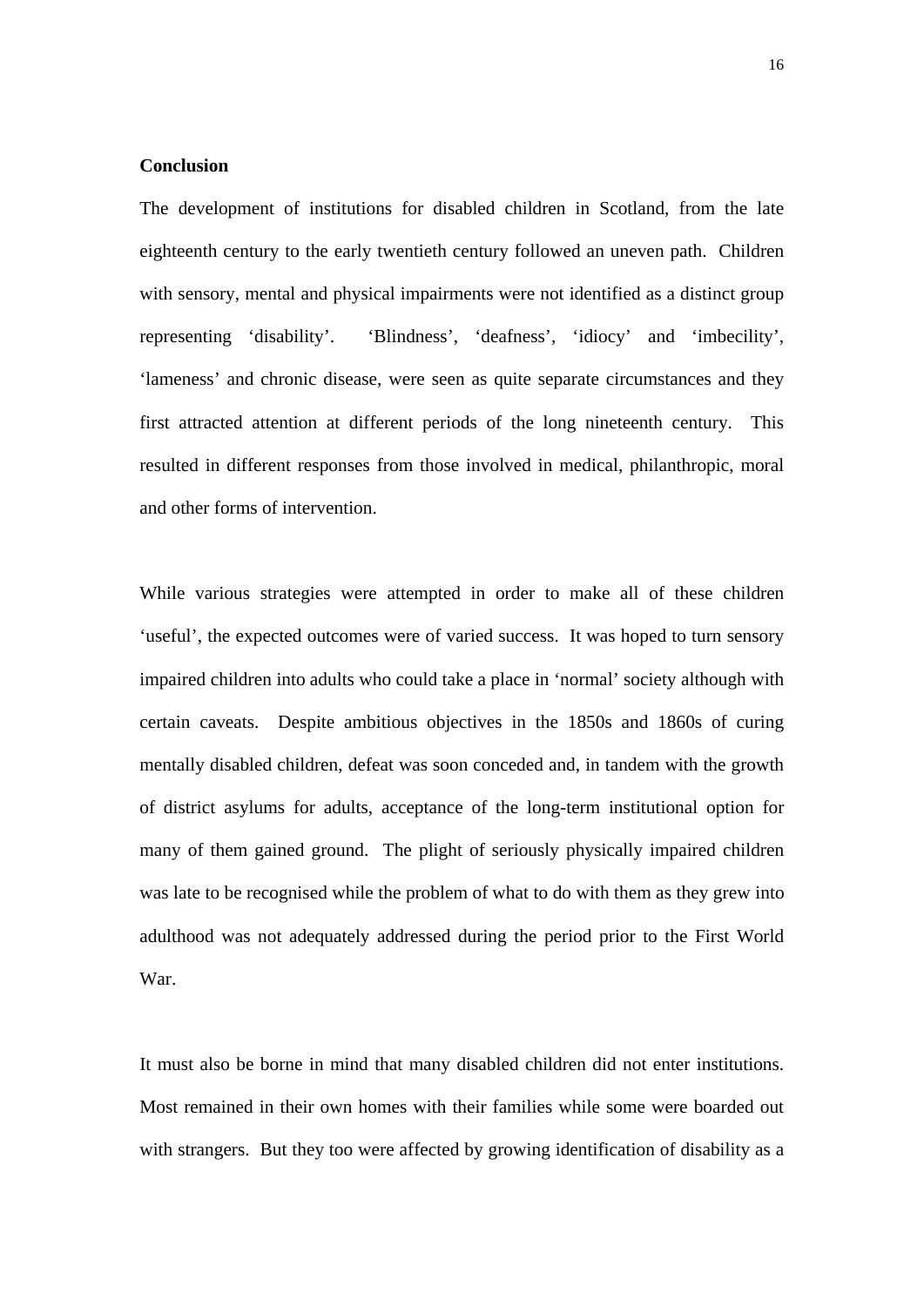**Conclusion**

The development of institutions for disabled children in Scotland, from the late eighteenth century to the early twentieth century followed an uneven path. Children with sensory, mental and physical impairments were not identified as a distinct group representing 'disability'. 'Blindness', 'deafness', 'idiocy' and 'imbecility', 'lameness' and chronic disease, were seen as quite separate circumstances and they first attracted attention at different periods of the long nineteenth century. This resulted in different responses from those involved in medical, philanthropic, moral and other forms of intervention.

While various strategies were attempted in order to make all of these children 'useful', the expected outcomes were of varied success. It was hoped to turn sensory impaired children into adults who could take a place in 'normal' society although with certain caveats. Despite ambitious objectives in the 1850s and 1860s of curing mentally disabled children, defeat was soon conceded and, in tandem with the growth of district asylums for adults, acceptance of the long-term institutional option for many of them gained ground. The plight of seriously physically impaired children was late to be recognised while the problem of what to do with them as they grew into adulthood was not adequately addressed during the period prior to the First World War.

It must also be borne in mind that many disabled children did not enter institutions. Most remained in their own homes with their families while some were boarded out with strangers. But they too were affected by growing identification of disability as a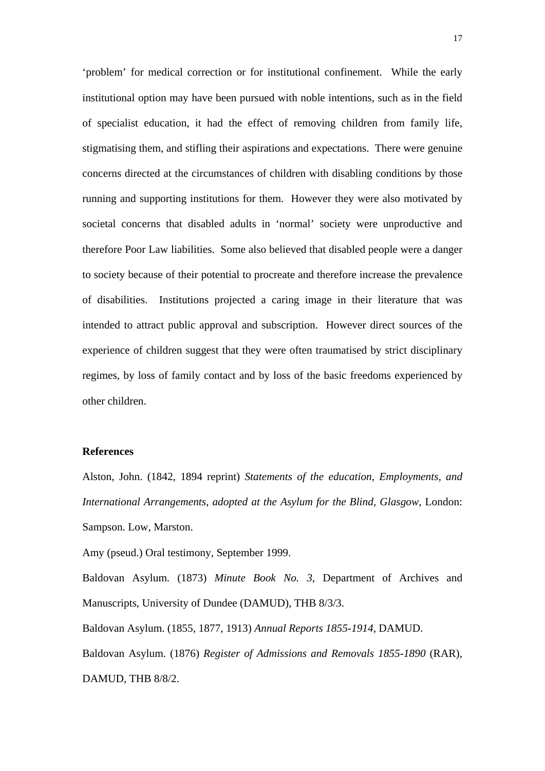'problem' for medical correction or for institutional confinement.  While the early institutional option may have been pursued with noble intentions, such as in the field of specialist education, it had the effect of removing children from family life, stigmatising them, and stifling their aspirations and expectations.  There were genuine concerns directed at the circumstances of children with disabling conditions by those running and supporting institutions for them.  However they were also motivated by societal concerns that disabled adults in 'normal' society were unproductive and therefore Poor Law liabilities.  Some also believed that disabled people were a danger to society because of their potential to procreate and therefore increase the prevalence of disabilities.  Institutions projected a caring image in their literature that was intended to attract public approval and subscription.  However direct sources of the experience of children suggest that they were often traumatised by strict disciplinary regimes, by loss of family contact and by loss of the basic freedoms experienced by other children.

**References**

Alston, John. (1842, 1894 reprint) *Statements of the education, Employments, and International Arrangements, adopted at the Asylum for the Blind, Glasgow*, London: Sampson. Low, Marston.

Amy (pseud.) Oral testimony, September 1999.

Baldovan Asylum. (1873) *Minute Book No. 3*, Department of Archives and Manuscripts, University of Dundee (DAMUD), THB 8/3/3.

Baldovan Asylum. (1855, 1877, 1913) *Annual Reports 1855-1914*, DAMUD.

Baldovan Asylum. (1876) *Register of Admissions and Removals 1855-1890* (RAR), DAMUD, THB 8/8/2.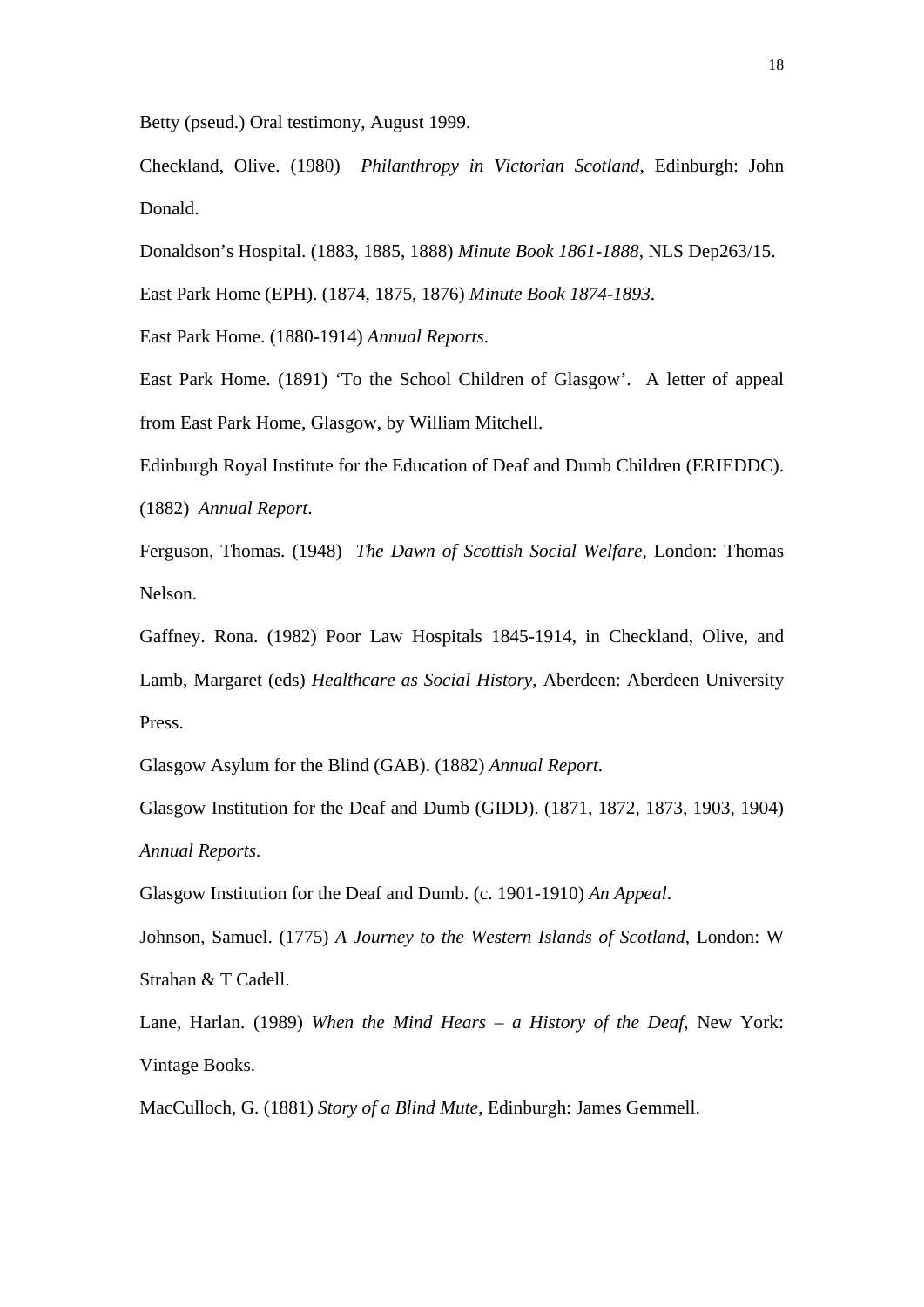Betty (pseud.) Oral testimony, August 1999.

Checkland, Olive. (1980) *Philanthropy in Victorian Scotland*, Edinburgh: John Donald.

Donaldson's Hospital. (1883, 1885, 1888) *Minute Book 1861-1888*, NLS Dep263/15.

East Park Home (EPH). (1874, 1875, 1876) *Minute Book 1874-1893*.

East Park Home. (1880-1914) *Annual Reports*.

East Park Home. (1891) 'To the School Children of Glasgow'. A letter of appeal from East Park Home, Glasgow, by William Mitchell.

Edinburgh Royal Institute for the Education of Deaf and Dumb Children (ERIEDDC). (1882) *Annual Report*.

Ferguson, Thomas. (1948) *The Dawn of Scottish Social Welfare*, London: Thomas Nelson.

Gaffney. Rona. (1982) Poor Law Hospitals 1845-1914, in Checkland, Olive, and Lamb, Margaret (eds) *Healthcare as Social History*, Aberdeen: Aberdeen University Press.

Glasgow Asylum for the Blind (GAB). (1882) *Annual Report*.

Glasgow Institution for the Deaf and Dumb (GIDD). (1871, 1872, 1873, 1903, 1904) *Annual Reports*.

Glasgow Institution for the Deaf and Dumb. (c. 1901-1910) *An Appeal*.

Johnson, Samuel. (1775) *A Journey to the Western Islands of Scotland*, London: W Strahan & T Cadell.

Lane, Harlan. (1989) *When the Mind Hears – a History of the Deaf*, New York: Vintage Books.

MacCulloch, G. (1881) *Story of a Blind Mute*, Edinburgh: James Gemmell.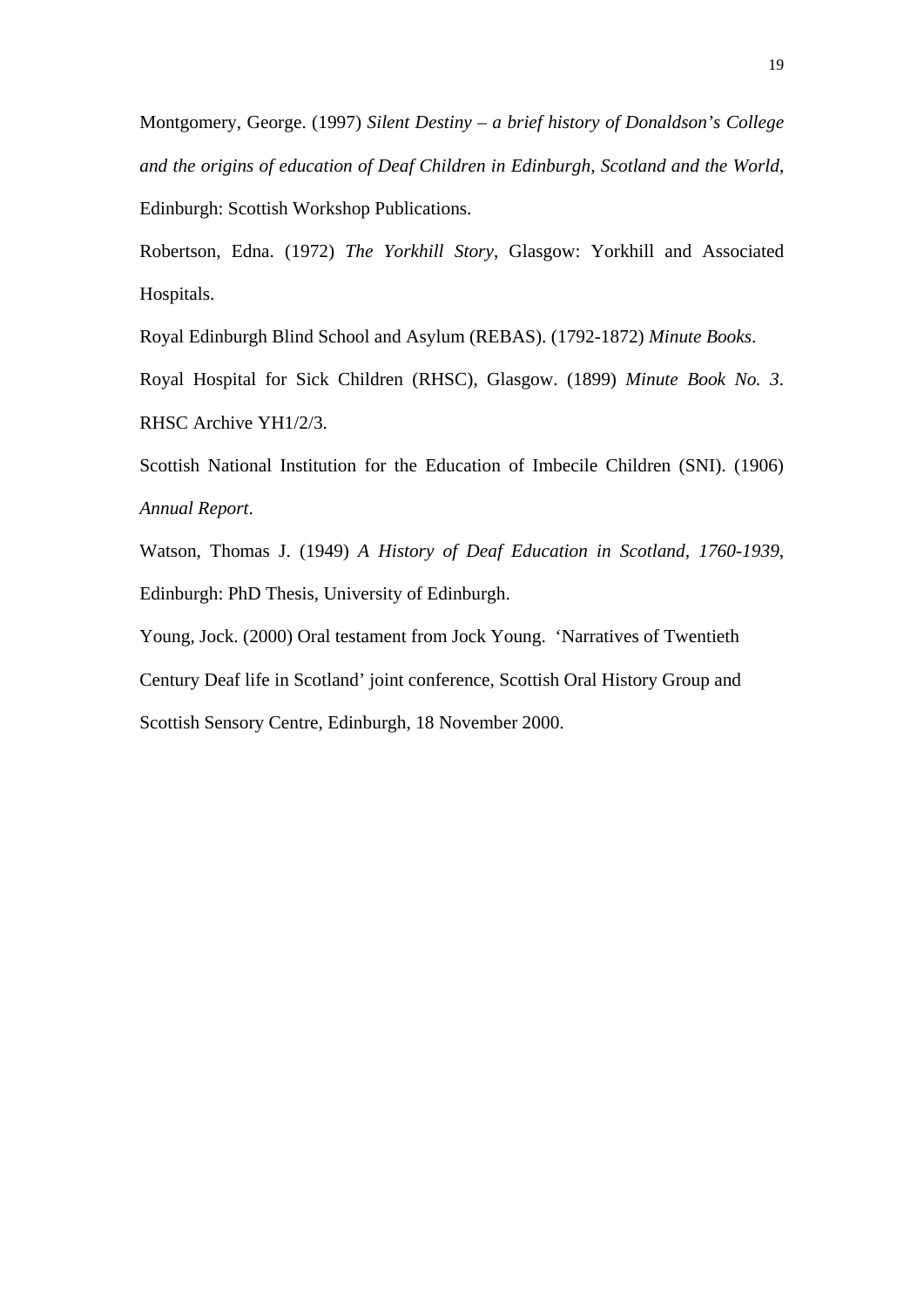Montgomery, George. (1997) *Silent Destiny – a brief history of Donaldson's College and the origins of education of Deaf Children in Edinburgh, Scotland and the World*, Edinburgh: Scottish Workshop Publications.

Robertson, Edna. (1972) *The Yorkhill Story*, Glasgow: Yorkhill and Associated Hospitals.

Royal Edinburgh Blind School and Asylum (REBAS). (1792-1872) *Minute Books*.

Royal Hospital for Sick Children (RHSC), Glasgow. (1899) *Minute Book No. 3*. RHSC Archive YH1/2/3.

Scottish National Institution for the Education of Imbecile Children (SNI). (1906) *Annual Report*.

Watson, Thomas J. (1949) *A History of Deaf Education in Scotland, 1760-1939*, Edinburgh: PhD Thesis, University of Edinburgh.

Young, Jock. (2000) Oral testament from Jock Young. 'Narratives of Twentieth Century Deaf life in Scotland' joint conference, Scottish Oral History Group and Scottish Sensory Centre, Edinburgh, 18 November 2000.